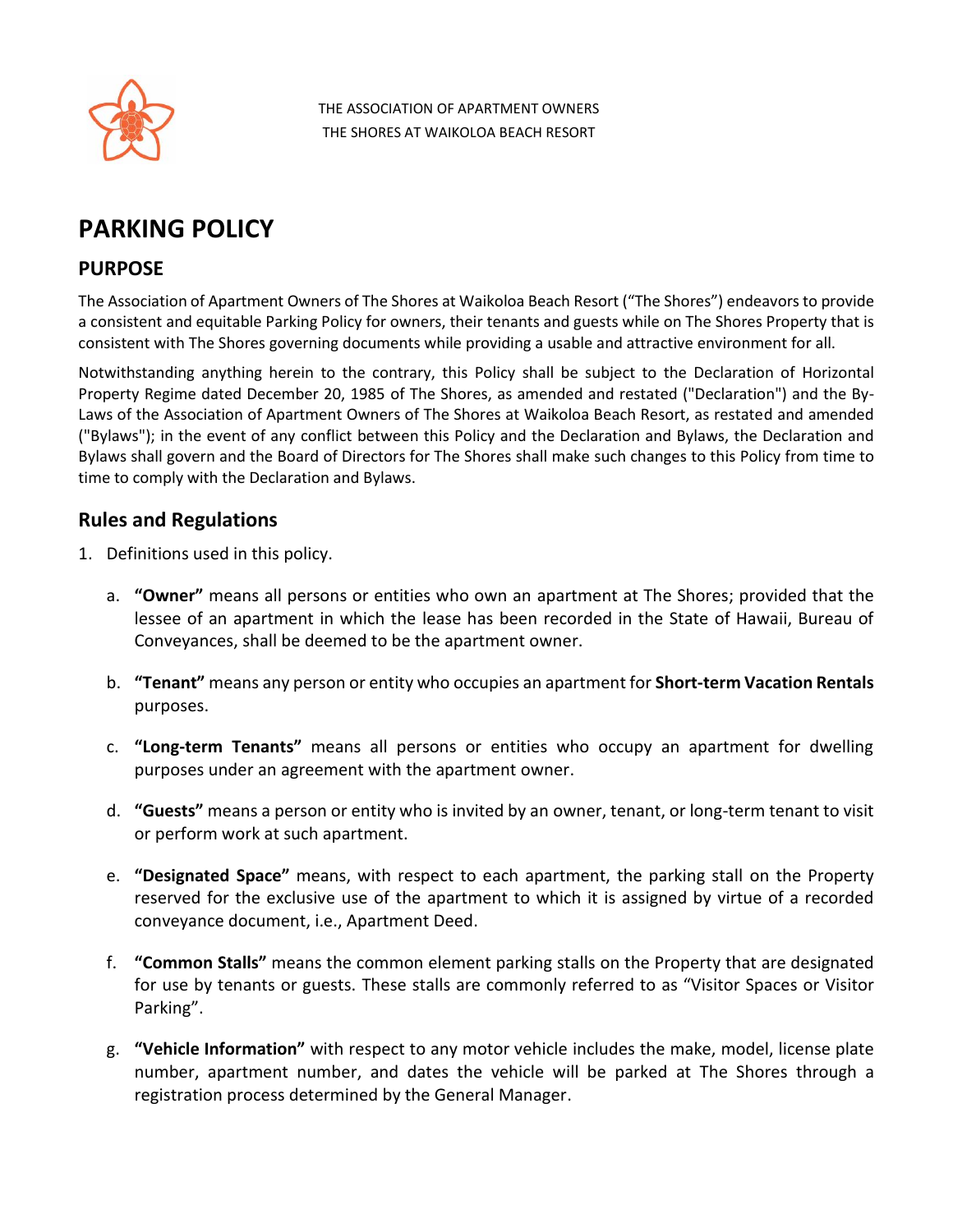THE ASSOCIATION OF APARTMENT OWNERS
THE SHORES AT WAIKOLOA BEACH RESORT

# PARKING POLICY

## PURPOSE

The Association of Apartment Owners of The Shores at Waikoloa Beach Resort ("The Shores") endeavors to provide a consistent and equitable Parking Policy for owners, their tenants and guests while on The Shores Property that is consistent with The Shores governing documents while providing a usable and attractive environment for all.

Notwithstanding anything herein to the contrary, this Policy shall be subject to the Declaration of Horizontal Property Regime dated December 20, 1985 of The Shores, as amended and restated ("Declaration") and the By-Laws of the Association of Apartment Owners of The Shores at Waikoloa Beach Resort, as restated and amended ("Bylaws"); in the event of any conflict between this Policy and the Declaration and Bylaws, the Declaration and Bylaws shall govern and the Board of Directors for The Shores shall make such changes to this Policy from time to time to comply with the Declaration and Bylaws.

## Rules and Regulations

1. Definitions used in this policy.

   a. **"Owner"** means all persons or entities who own an apartment at The Shores; provided that the lessee of an apartment in which the lease has been recorded in the State of Hawaii, Bureau of Conveyances, shall be deemed to be the apartment owner.

   b. **"Tenant"** means any person or entity who occupies an apartment for **Short-term Vacation Rentals** purposes.

   c. **"Long-term Tenants"** means all persons or entities who occupy an apartment for dwelling purposes under an agreement with the apartment owner.

   d. **"Guests"** means a person or entity who is invited by an owner, tenant, or long-term tenant to visit or perform work at such apartment.

   e. **"Designated Space"** means, with respect to each apartment, the parking stall on the Property reserved for the exclusive use of the apartment to which it is assigned by virtue of a recorded conveyance document, i.e., Apartment Deed.

   f. **"Common Stalls"** means the common element parking stalls on the Property that are designated for use by tenants or guests. These stalls are commonly referred to as "Visitor Spaces or Visitor Parking".

   g. **"Vehicle Information"** with respect to any motor vehicle includes the make, model, license plate number, apartment number, and dates the vehicle will be parked at The Shores through a registration process determined by the General Manager.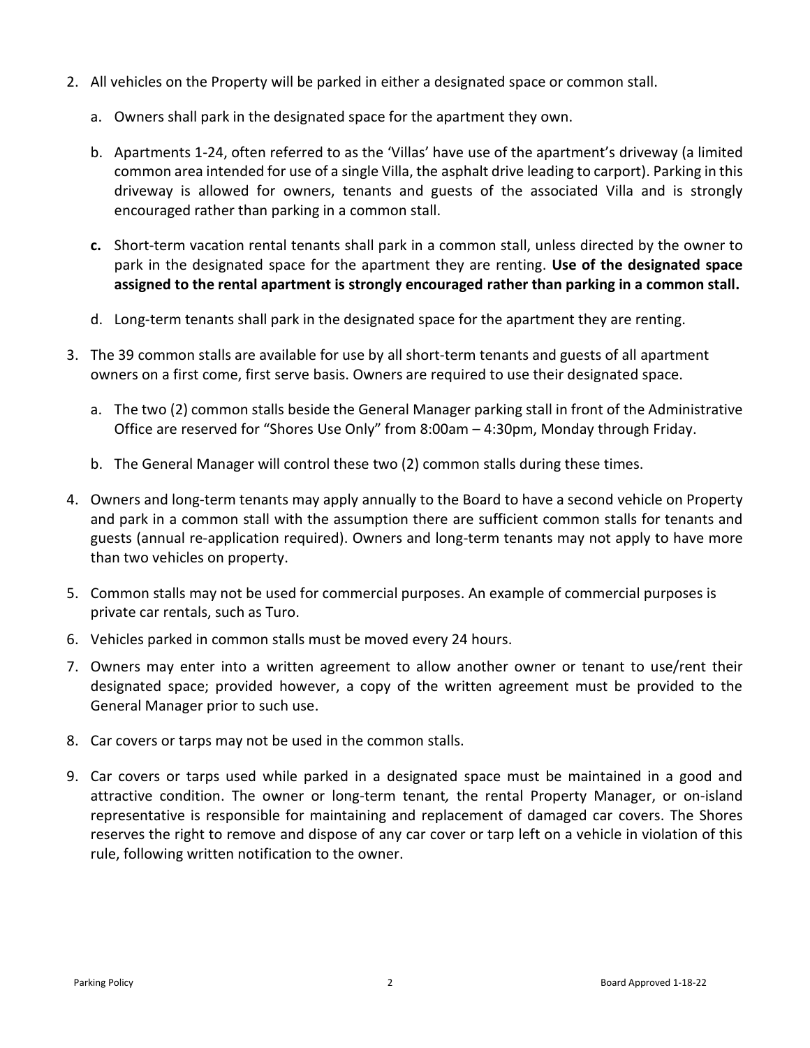2. All vehicles on the Property will be parked in either a designated space or common stall.

    a. Owners shall park in the designated space for the apartment they own.

    b. Apartments 1-24, often referred to as the 'Villas' have use of the apartment's driveway (a limited common area intended for use of a single Villa, the asphalt drive leading to carport). Parking in this driveway is allowed for owners, tenants and guests of the associated Villa and is strongly encouraged rather than parking in a common stall.

    **c.** Short-term vacation rental tenants shall park in a common stall, unless directed by the owner to park in the designated space for the apartment they are renting. **Use of the designated space assigned to the rental apartment is strongly encouraged rather than parking in a common stall.**

    d. Long-term tenants shall park in the designated space for the apartment they are renting.

3. The 39 common stalls are available for use by all short-term tenants and guests of all apartment owners on a first come, first serve basis. Owners are required to use their designated space.

    a. The two (2) common stalls beside the General Manager parking stall in front of the Administrative Office are reserved for "Shores Use Only" from 8:00am – 4:30pm, Monday through Friday.

    b. The General Manager will control these two (2) common stalls during these times.

4. Owners and long-term tenants may apply annually to the Board to have a second vehicle on Property and park in a common stall with the assumption there are sufficient common stalls for tenants and guests (annual re-application required). Owners and long-term tenants may not apply to have more than two vehicles on property.

5. Common stalls may not be used for commercial purposes. An example of commercial purposes is private car rentals, such as Turo.

6. Vehicles parked in common stalls must be moved every 24 hours.

7. Owners may enter into a written agreement to allow another owner or tenant to use/rent their designated space; provided however, a copy of the written agreement must be provided to the General Manager prior to such use.

8. Car covers or tarps may not be used in the common stalls.

9. Car covers or tarps used while parked in a designated space must be maintained in a good and attractive condition. The owner or long-term tenant*,* the rental Property Manager, or on-island representative is responsible for maintaining and replacement of damaged car covers. The Shores reserves the right to remove and dispose of any car cover or tarp left on a vehicle in violation of this rule, following written notification to the owner.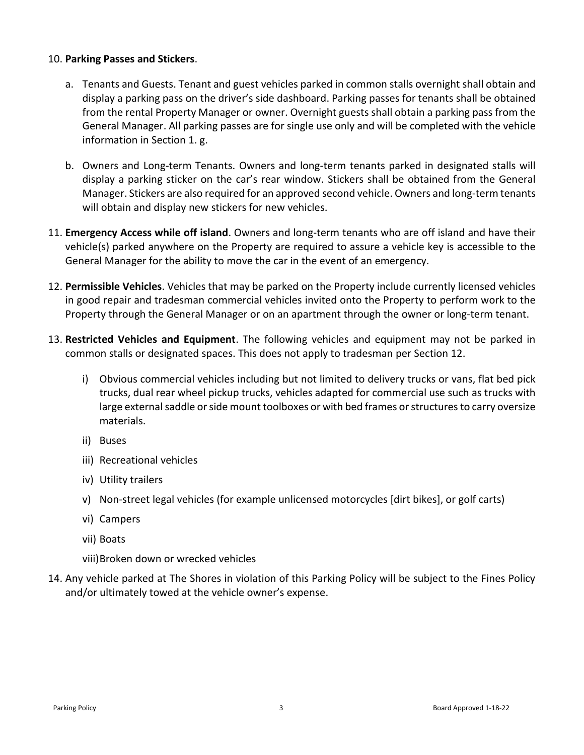10. **Parking Passes and Stickers**.

    a. Tenants and Guests. Tenant and guest vehicles parked in common stalls overnight shall obtain and display a parking pass on the driver's side dashboard. Parking passes for tenants shall be obtained from the rental Property Manager or owner. Overnight guests shall obtain a parking pass from the General Manager. All parking passes are for single use only and will be completed with the vehicle information in Section 1. g.

    b. Owners and Long-term Tenants. Owners and long-term tenants parked in designated stalls will display a parking sticker on the car's rear window. Stickers shall be obtained from the General Manager. Stickers are also required for an approved second vehicle. Owners and long-term tenants will obtain and display new stickers for new vehicles.

11. **Emergency Access while off island**. Owners and long-term tenants who are off island and have their vehicle(s) parked anywhere on the Property are required to assure a vehicle key is accessible to the General Manager for the ability to move the car in the event of an emergency.

12. **Permissible Vehicles**. Vehicles that may be parked on the Property include currently licensed vehicles in good repair and tradesman commercial vehicles invited onto the Property to perform work to the Property through the General Manager or on an apartment through the owner or long-term tenant.

13. **Restricted Vehicles and Equipment**. The following vehicles and equipment may not be parked in common stalls or designated spaces. This does not apply to tradesman per Section 12.

    i) Obvious commercial vehicles including but not limited to delivery trucks or vans, flat bed pick trucks, dual rear wheel pickup trucks, vehicles adapted for commercial use such as trucks with large external saddle or side mount toolboxes or with bed frames or structures to carry oversize materials.

    ii) Buses

    iii) Recreational vehicles

    iv) Utility trailers

    v) Non-street legal vehicles (for example unlicensed motorcycles [dirt bikes], or golf carts)

    vi) Campers

    vii) Boats

    viii) Broken down or wrecked vehicles

14. Any vehicle parked at The Shores in violation of this Parking Policy will be subject to the Fines Policy and/or ultimately towed at the vehicle owner's expense.